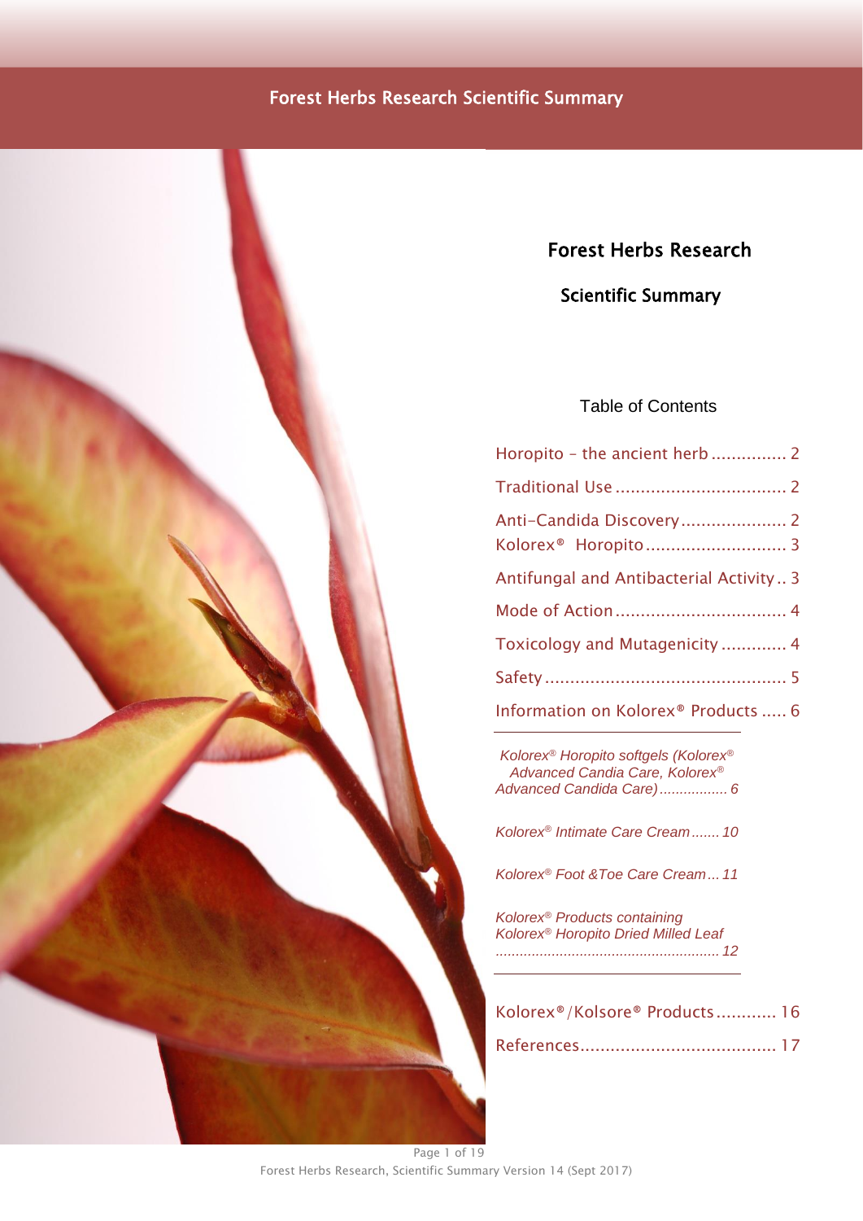# Forest Herbs Research

## Scientific Summary

### Table of Contents

- Horopito – the ancient herb ............... 2
- Traditional Use .................................. 2
- Anti-Candida Discovery ..................... 2
- Kolorex® Horopito ............................ 3
- Antifungal and Antibacterial Activity .. 3
- Mode of Action .................................. 4
- Toxicology and Mutagenicity ............. 4
- Safety ................................................ 5
- Information on Kolorex® Products ..... 6
  - *Kolorex® Horopito softgels (Kolorex® Advanced Candia Care, Kolorex® Advanced Candida Care) ................. 6*
  - *Kolorex® Intimate Care Cream ....... 10*
  - *Kolorex® Foot &Toe Care Cream ... 11*
  - *Kolorex® Products containing Kolorex® Horopito Dried Milled Leaf ........................................................ 12*
- Kolorex®/Kolsore® Products ............ 16
- References ....................................... 17

Forest Herbs Research, Scientific Summary Version 14 (Sept 2017)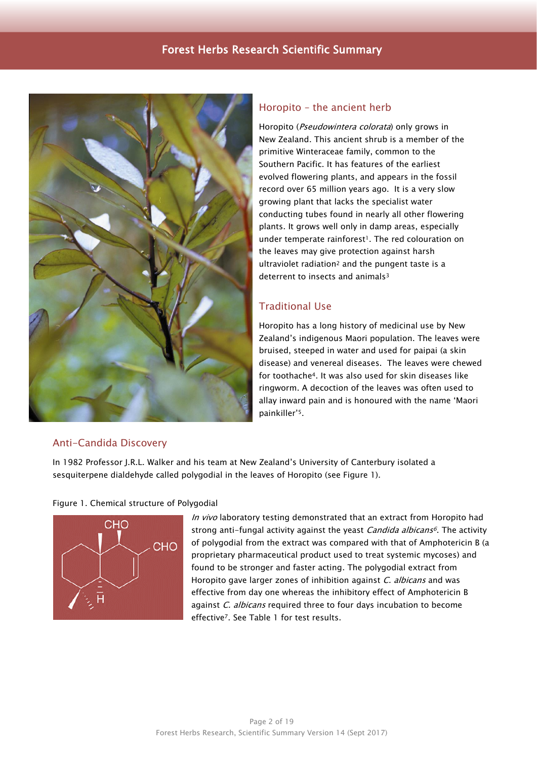## Horopito – the ancient herb

Horopito (*Pseudowintera colorata*) only grows in New Zealand. This ancient shrub is a member of the primitive Winteraceae family, common to the Southern Pacific. It has features of the earliest evolved flowering plants, and appears in the fossil record over 65 million years ago. It is a very slow growing plant that lacks the specialist water conducting tubes found in nearly all other flowering plants. It grows well only in damp areas, especially under temperate rainforest[1]. The red colouration on the leaves may give protection against harsh ultraviolet radiation[2] and the pungent taste is a deterrent to insects and animals[3]

## Traditional Use

Horopito has a long history of medicinal use by New Zealand's indigenous Maori population. The leaves were bruised, steeped in water and used for paipai (a skin disease) and venereal diseases. The leaves were chewed for toothache[4]. It was also used for skin diseases like ringworm. A decoction of the leaves was often used to allay inward pain and is honoured with the name 'Maori painkiller'[5].

## Anti-Candida Discovery

In 1982 Professor J.R.L. Walker and his team at New Zealand's University of Canterbury isolated a sesquiterpene dialdehyde called polygodial in the leaves of Horopito (see Figure 1).

Figure 1. Chemical structure of Polygodial

*In vivo* laboratory testing demonstrated that an extract from Horopito had strong anti-fungal activity against the yeast *Candida albicans*[6]. The activity of polygodial from the extract was compared with that of Amphotericin B (a proprietary pharmaceutical product used to treat systemic mycoses) and found to be stronger and faster acting. The polygodial extract from Horopito gave larger zones of inhibition against *C. albicans* and was effective from day one whereas the inhibitory effect of Amphotericin B against *C. albicans* required three to four days incubation to become effective[7]. See Table 1 for test results.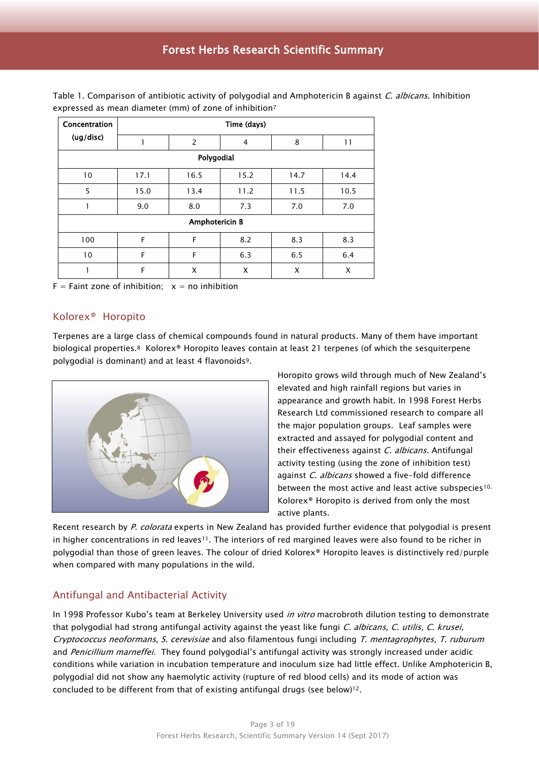Table 1. Comparison of antibiotic activity of polygodial and Amphotericin B against *C. albicans*. Inhibition expressed as mean diameter (mm) of zone of inhibition[7]

| Concentration (ug/disc) | Time (days) | | | | |
|---|---|---|---|---|---|
| | 1 | 2 | 4 | 8 | 11 |
| **Polygodial** | | | | | |
| 10 | 17.1 | 16.5 | 15.2 | 14.7 | 14.4 |
| 5 | 15.0 | 13.4 | 11.2 | 11.5 | 10.5 |
| 1 | 9.0 | 8.0 | 7.3 | 7.0 | 7.0 |
| **Amphotericin B** | | | | | |
| 100 | F | F | 8.2 | 8.3 | 8.3 |
| 10 | F | F | 6.3 | 6.5 | 6.4 |
| 1 | F | X | X | X | X |

F = Faint zone of inhibition; x = no inhibition

## Kolorex® Horopito

Terpenes are a large class of chemical compounds found in natural products. Many of them have important biological properties.[8] Kolorex® Horopito leaves contain at least 21 terpenes (of which the sesquiterpene polygodial is dominant) and at least 4 flavonoids[9].

Horopito grows wild through much of New Zealand's elevated and high rainfall regions but varies in appearance and growth habit. In 1998 Forest Herbs Research Ltd commissioned research to compare all the major population groups. Leaf samples were extracted and assayed for polygodial content and their effectiveness against *C. albicans*. Antifungal activity testing (using the zone of inhibition test) against *C. albicans* showed a five-fold difference between the most active and least active subspecies[10]. Kolorex® Horopito is derived from only the most active plants.

Recent research by *P. colorata* experts in New Zealand has provided further evidence that polygodial is present in higher concentrations in red leaves[11]. The interiors of red margined leaves were also found to be richer in polygodial than those of green leaves. The colour of dried Kolorex® Horopito leaves is distinctively red/purple when compared with many populations in the wild.

## Antifungal and Antibacterial Activity

In 1998 Professor Kubo's team at Berkeley University used *in vitro* macrobroth dilution testing to demonstrate that polygodial had strong antifungal activity against the yeast like fungi *C. albicans, C. utilis, C. krusei, Cryptococcus neoformans, S. cerevisiae* and also filamentous fungi including *T. mentagrophytes, T. ruburum* and *Penicillium marneffei*. They found polygodial's antifungal activity was strongly increased under acidic conditions while variation in incubation temperature and inoculum size had little effect. Unlike Amphotericin B, polygodial did not show any haemolytic activity (rupture of red blood cells) and its mode of action was concluded to be different from that of existing antifungal drugs (see below)[12].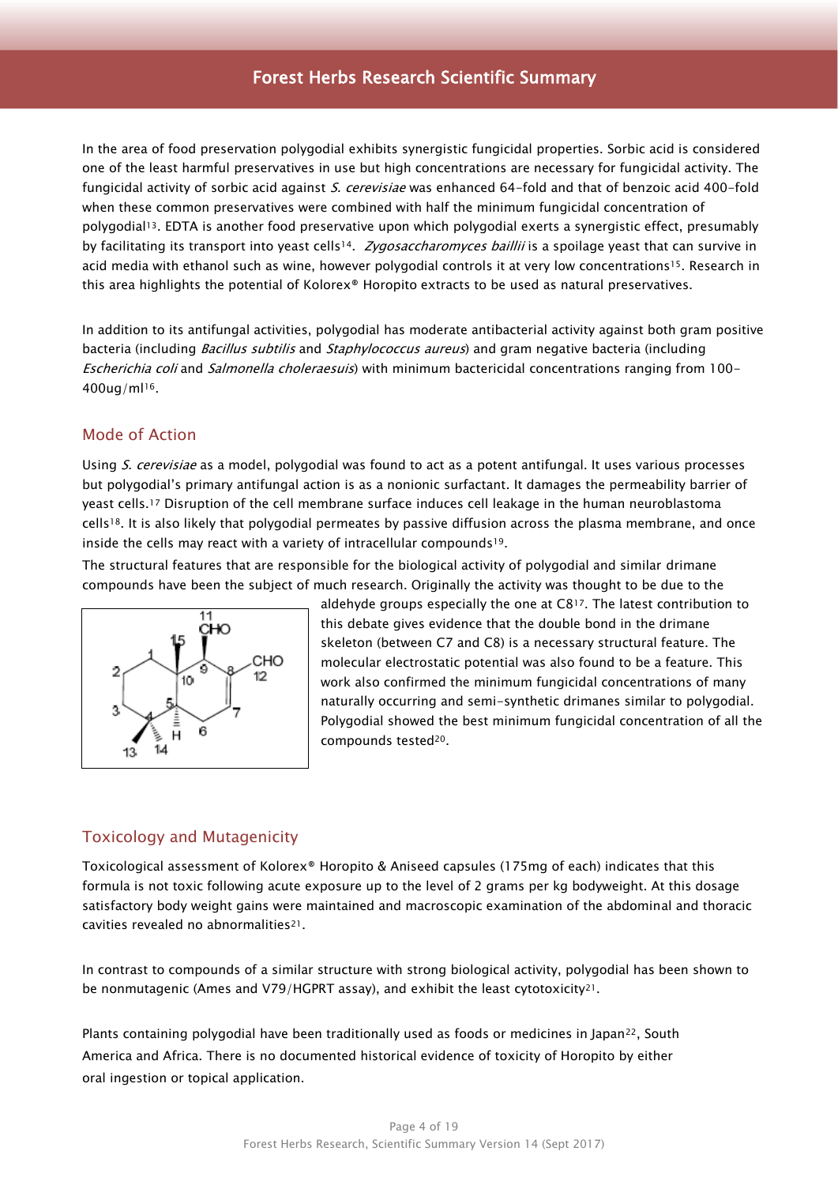In the area of food preservation polygodial exhibits synergistic fungicidal properties. Sorbic acid is considered one of the least harmful preservatives in use but high concentrations are necessary for fungicidal activity. The fungicidal activity of sorbic acid against *S. cerevisiae* was enhanced 64-fold and that of benzoic acid 400-fold when these common preservatives were combined with half the minimum fungicidal concentration of polygodial[13]. EDTA is another food preservative upon which polygodial exerts a synergistic effect, presumably by facilitating its transport into yeast cells[14]. *Zygosaccharomyces baillii* is a spoilage yeast that can survive in acid media with ethanol such as wine, however polygodial controls it at very low concentrations[15]. Research in this area highlights the potential of Kolorex® Horopito extracts to be used as natural preservatives.

In addition to its antifungal activities, polygodial has moderate antibacterial activity against both gram positive bacteria (including *Bacillus subtilis* and *Staphylococcus aureus*) and gram negative bacteria (including *Escherichia coli* and *Salmonella choleraesuis*) with minimum bactericidal concentrations ranging from 100-400ug/ml[16].

## Mode of Action

Using *S. cerevisiae* as a model, polygodial was found to act as a potent antifungal. It uses various processes but polygodial's primary antifungal action is as a nonionic surfactant. It damages the permeability barrier of yeast cells.[17] Disruption of the cell membrane surface induces cell leakage in the human neuroblastoma cells[18]. It is also likely that polygodial permeates by passive diffusion across the plasma membrane, and once inside the cells may react with a variety of intracellular compounds[19].

The structural features that are responsible for the biological activity of polygodial and similar drimane compounds have been the subject of much research. Originally the activity was thought to be due to the aldehyde groups especially the one at C8[17]. The latest contribution to this debate gives evidence that the double bond in the drimane skeleton (between C7 and C8) is a necessary structural feature. The molecular electrostatic potential was also found to be a feature. This work also confirmed the minimum fungicidal concentrations of many naturally occurring and semi-synthetic drimanes similar to polygodial. Polygodial showed the best minimum fungicidal concentration of all the compounds tested[20].

## Toxicology and Mutagenicity

Toxicological assessment of Kolorex® Horopito & Aniseed capsules (175mg of each) indicates that this formula is not toxic following acute exposure up to the level of 2 grams per kg bodyweight. At this dosage satisfactory body weight gains were maintained and macroscopic examination of the abdominal and thoracic cavities revealed no abnormalities[21].

In contrast to compounds of a similar structure with strong biological activity, polygodial has been shown to be nonmutagenic (Ames and V79/HGPRT assay), and exhibit the least cytotoxicity[21].

Plants containing polygodial have been traditionally used as foods or medicines in Japan[22], South America and Africa. There is no documented historical evidence of toxicity of Horopito by either oral ingestion or topical application.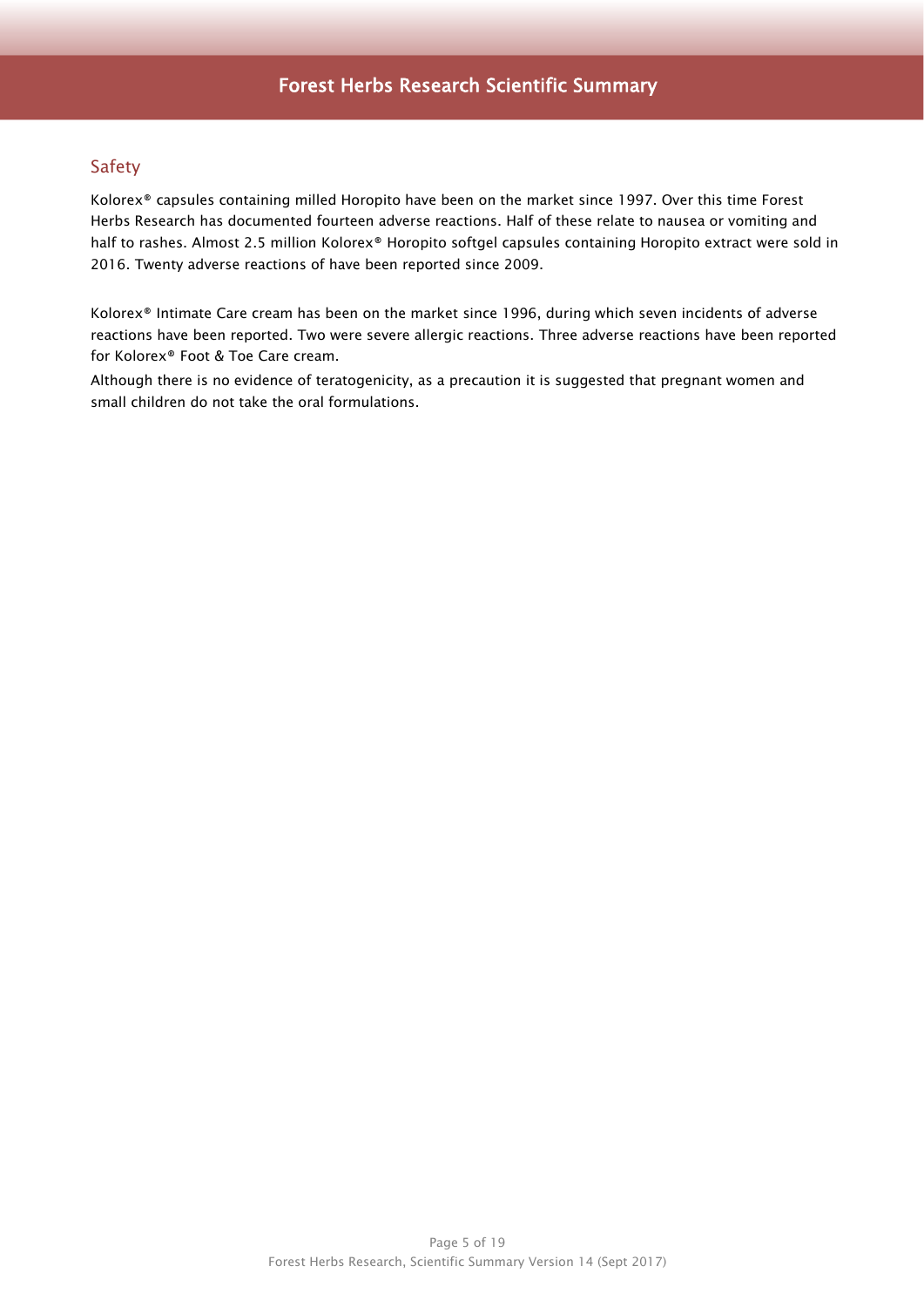## Safety

Kolorex® capsules containing milled Horopito have been on the market since 1997. Over this time Forest Herbs Research has documented fourteen adverse reactions. Half of these relate to nausea or vomiting and half to rashes. Almost 2.5 million Kolorex® Horopito softgel capsules containing Horopito extract were sold in 2016. Twenty adverse reactions of have been reported since 2009.

Kolorex® Intimate Care cream has been on the market since 1996, during which seven incidents of adverse reactions have been reported. Two were severe allergic reactions. Three adverse reactions have been reported for Kolorex® Foot & Toe Care cream.

Although there is no evidence of teratogenicity, as a precaution it is suggested that pregnant women and small children do not take the oral formulations.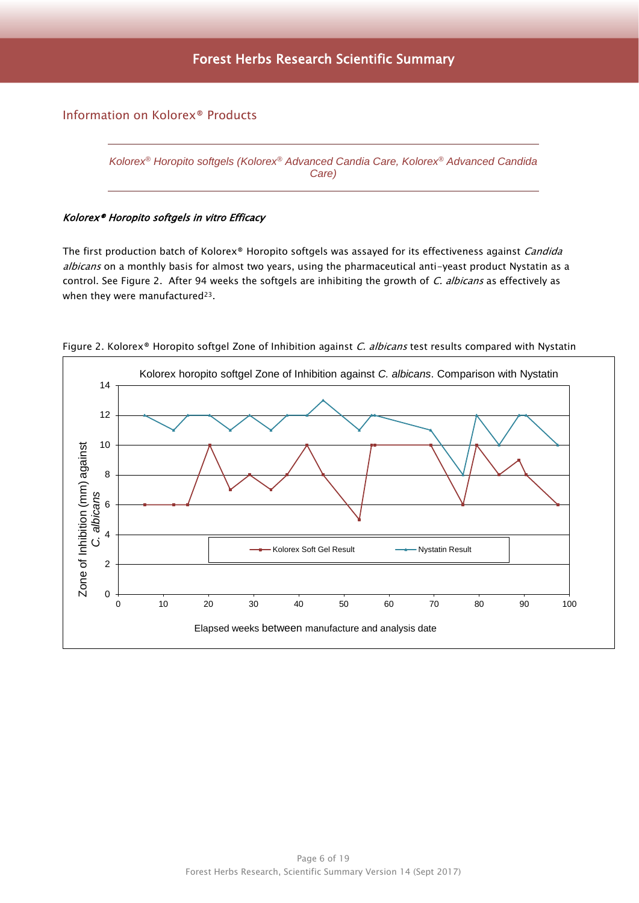## Information on Kolorex® Products

*Kolorex® Horopito softgels (Kolorex® Advanced Candia Care, Kolorex® Advanced Candida Care)*

***Kolorex® Horopito softgels in vitro Efficacy***

The first production batch of Kolorex® Horopito softgels was assayed for its effectiveness against *Candida albicans* on a monthly basis for almost two years, using the pharmaceutical anti-yeast product Nystatin as a control. See Figure 2. After 94 weeks the softgels are inhibiting the growth of *C. albicans* as effectively as when they were manufactured[23].

Figure 2. Kolorex® Horopito softgel Zone of Inhibition against *C. albicans* test results compared with Nystatin

Kolorex horopito softgel Zone of Inhibition against *C. albicans*. Comparison with Nystatin

Zone of Inhibition (mm) against *C. albicans*

Kolorex Soft Gel Result — Nystatin Result

Elapsed weeks between manufacture and analysis date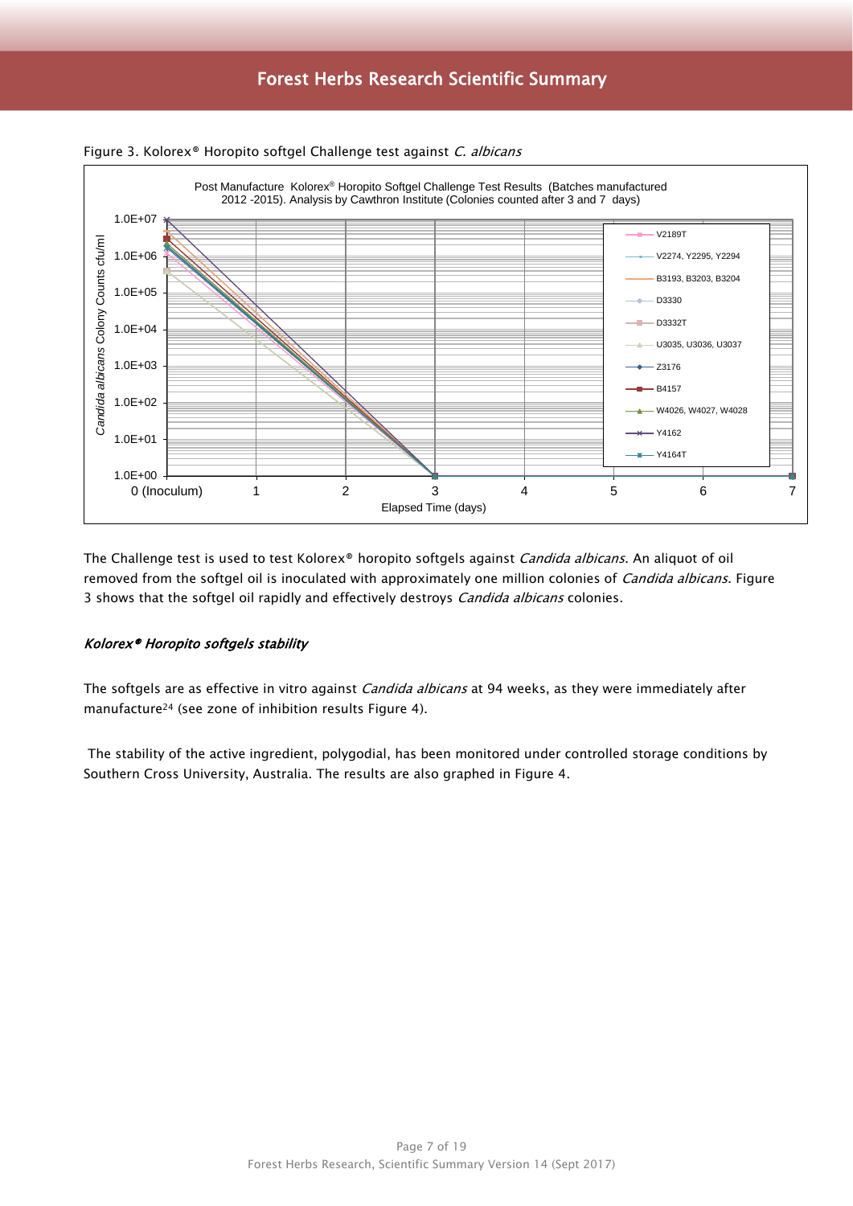Figure 3. Kolorex® Horopito softgel Challenge test against *C. albicans*

The Challenge test is used to test Kolorex® horopito softgels against *Candida albicans*. An aliquot of oil removed from the softgel oil is inoculated with approximately one million colonies of *Candida albicans*. Figure 3 shows that the softgel oil rapidly and effectively destroys *Candida albicans* colonies.

### *Kolorex® Horopito softgels stability*

The softgels are as effective in vitro against *Candida albicans* at 94 weeks, as they were immediately after manufacture[24] (see zone of inhibition results Figure 4).

The stability of the active ingredient, polygodial, has been monitored under controlled storage conditions by Southern Cross University, Australia. The results are also graphed in Figure 4.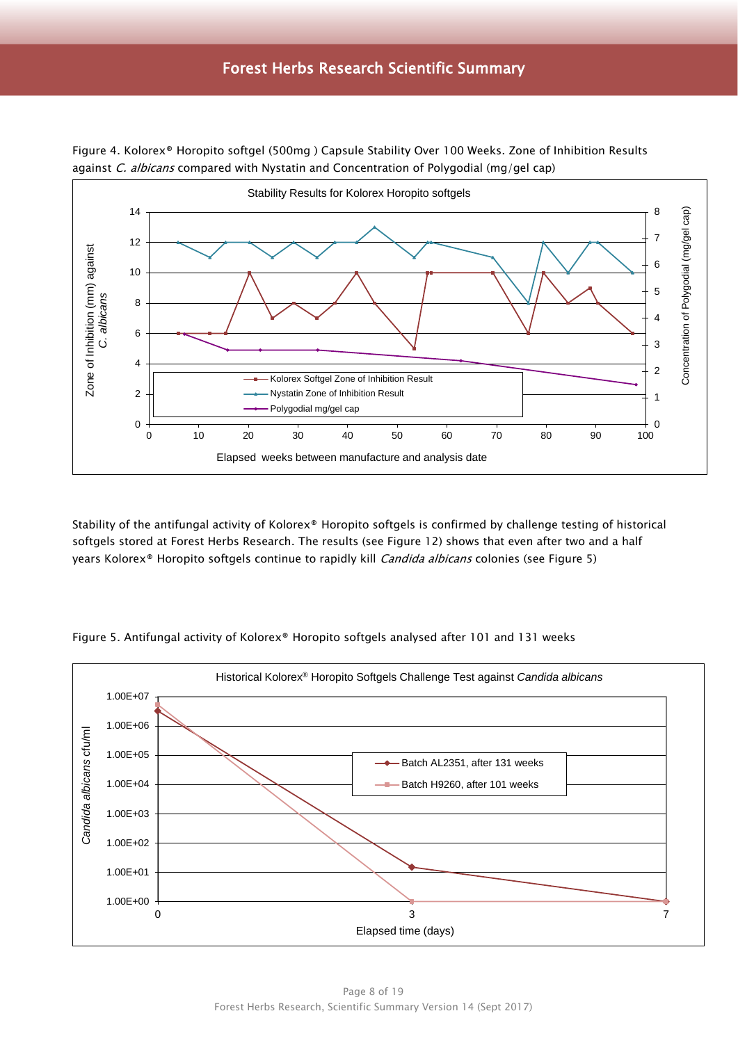Figure 4. Kolorex® Horopito softgel (500mg ) Capsule Stability Over 100 Weeks. Zone of Inhibition Results against *C. albicans* compared with Nystatin and Concentration of Polygodial (mg/gel cap)

Stability of the antifungal activity of Kolorex® Horopito softgels is confirmed by challenge testing of historical softgels stored at Forest Herbs Research. The results (see Figure 12) shows that even after two and a half years Kolorex® Horopito softgels continue to rapidly kill *Candida albicans* colonies (see Figure 5)

Figure 5. Antifungal activity of Kolorex® Horopito softgels analysed after 101 and 131 weeks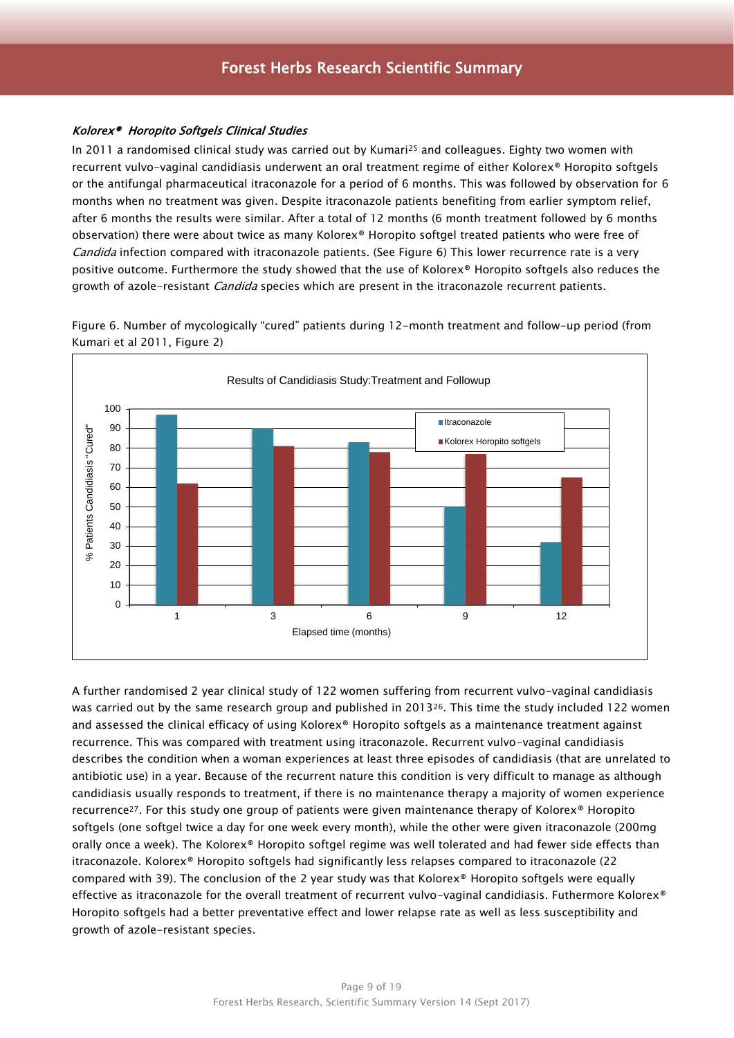### *Kolorex® Horopito Softgels Clinical Studies*

In 2011 a randomised clinical study was carried out by Kumari[25] and colleagues. Eighty two women with recurrent vulvo-vaginal candidiasis underwent an oral treatment regime of either Kolorex® Horopito softgels or the antifungal pharmaceutical itraconazole for a period of 6 months. This was followed by observation for 6 months when no treatment was given. Despite itraconazole patients benefiting from earlier symptom relief, after 6 months the results were similar. After a total of 12 months (6 month treatment followed by 6 months observation) there were about twice as many Kolorex® Horopito softgel treated patients who were free of *Candida* infection compared with itraconazole patients. (See Figure 6) This lower recurrence rate is a very positive outcome. Furthermore the study showed that the use of Kolorex® Horopito softgels also reduces the growth of azole-resistant *Candida* species which are present in the itraconazole recurrent patients.

Figure 6. Number of mycologically "cured" patients during 12-month treatment and follow-up period (from Kumari et al 2011, Figure 2)

Results of Candidiasis Study:Treatment and Followup

| Elapsed time (months) | Itraconazole | Kolorex Horopito softgels |
|---|---|---|
| 1 | 97 | 62 |
| 3 | 90 | 81 |
| 6 | 83 | 78 |
| 9 | 50 | 77 |
| 12 | 32 | 65 |

(Y-axis: % Patients Candidiasis "Cured"; values approximate, read from bar chart)

A further randomised 2 year clinical study of 122 women suffering from recurrent vulvo-vaginal candidiasis was carried out by the same research group and published in 2013[26]. This time the study included 122 women and assessed the clinical efficacy of using Kolorex® Horopito softgels as a maintenance treatment against recurrence. This was compared with treatment using itraconazole. Recurrent vulvo-vaginal candidiasis describes the condition when a woman experiences at least three episodes of candidiasis (that are unrelated to antibiotic use) in a year. Because of the recurrent nature this condition is very difficult to manage as although candidiasis usually responds to treatment, if there is no maintenance therapy a majority of women experience recurrence[27]. For this study one group of patients were given maintenance therapy of Kolorex® Horopito softgels (one softgel twice a day for one week every month), while the other were given itraconazole (200mg orally once a week). The Kolorex® Horopito softgel regime was well tolerated and had fewer side effects than itraconazole. Kolorex® Horopito softgels had significantly less relapses compared to itraconazole (22 compared with 39). The conclusion of the 2 year study was that Kolorex® Horopito softgels were equally effective as itraconazole for the overall treatment of recurrent vulvo-vaginal candidiasis. Futhermore Kolorex® Horopito softgels had a better preventative effect and lower relapse rate as well as less susceptibility and growth of azole-resistant species.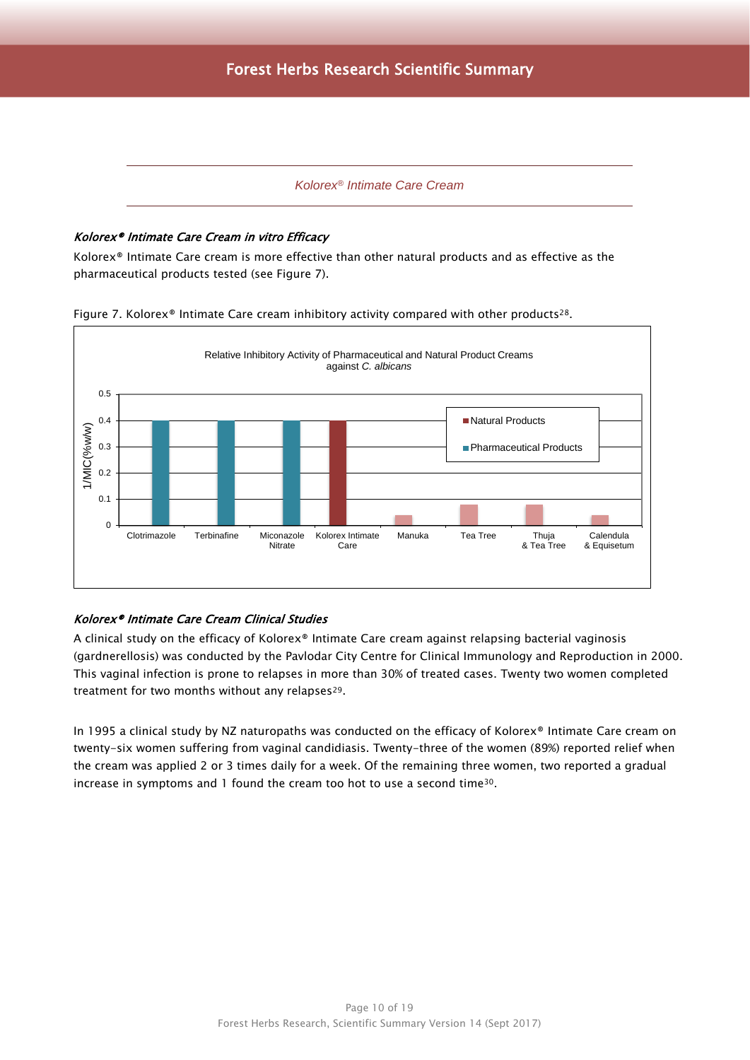## *Kolorex® Intimate Care Cream*

#### ***Kolorex® Intimate Care Cream in vitro Efficacy***

Kolorex® Intimate Care cream is more effective than other natural products and as effective as the pharmaceutical products tested (see Figure 7).

Figure 7. Kolorex® Intimate Care cream inhibitory activity compared with other products[28].

Relative Inhibitory Activity of Pharmaceutical and Natural Product Creams against *C. albicans*

| Product | Type | 1/MIC(%w/w) |
|---|---|---|
| Clotrimazole | Pharmaceutical Products | 0.4 |
| Terbinafine | Pharmaceutical Products | 0.4 |
| Miconazole Nitrate | Pharmaceutical Products | 0.4 |
| Kolorex Intimate Care | Natural Products | 0.4 |
| Manuka | Natural Products | 0.04 |
| Tea Tree | Natural Products | 0.08 |
| Thuja & Tea Tree | Natural Products | 0.08 |
| Calendula & Equisetum | Natural Products | 0.04 |

#### ***Kolorex® Intimate Care Cream Clinical Studies***

A clinical study on the efficacy of Kolorex® Intimate Care cream against relapsing bacterial vaginosis (gardnerellosis) was conducted by the Pavlodar City Centre for Clinical Immunology and Reproduction in 2000. This vaginal infection is prone to relapses in more than 30% of treated cases. Twenty two women completed treatment for two months without any relapses[29].

In 1995 a clinical study by NZ naturopaths was conducted on the efficacy of Kolorex® Intimate Care cream on twenty-six women suffering from vaginal candidiasis. Twenty-three of the women (89%) reported relief when the cream was applied 2 or 3 times daily for a week. Of the remaining three women, two reported a gradual increase in symptoms and 1 found the cream too hot to use a second time[30].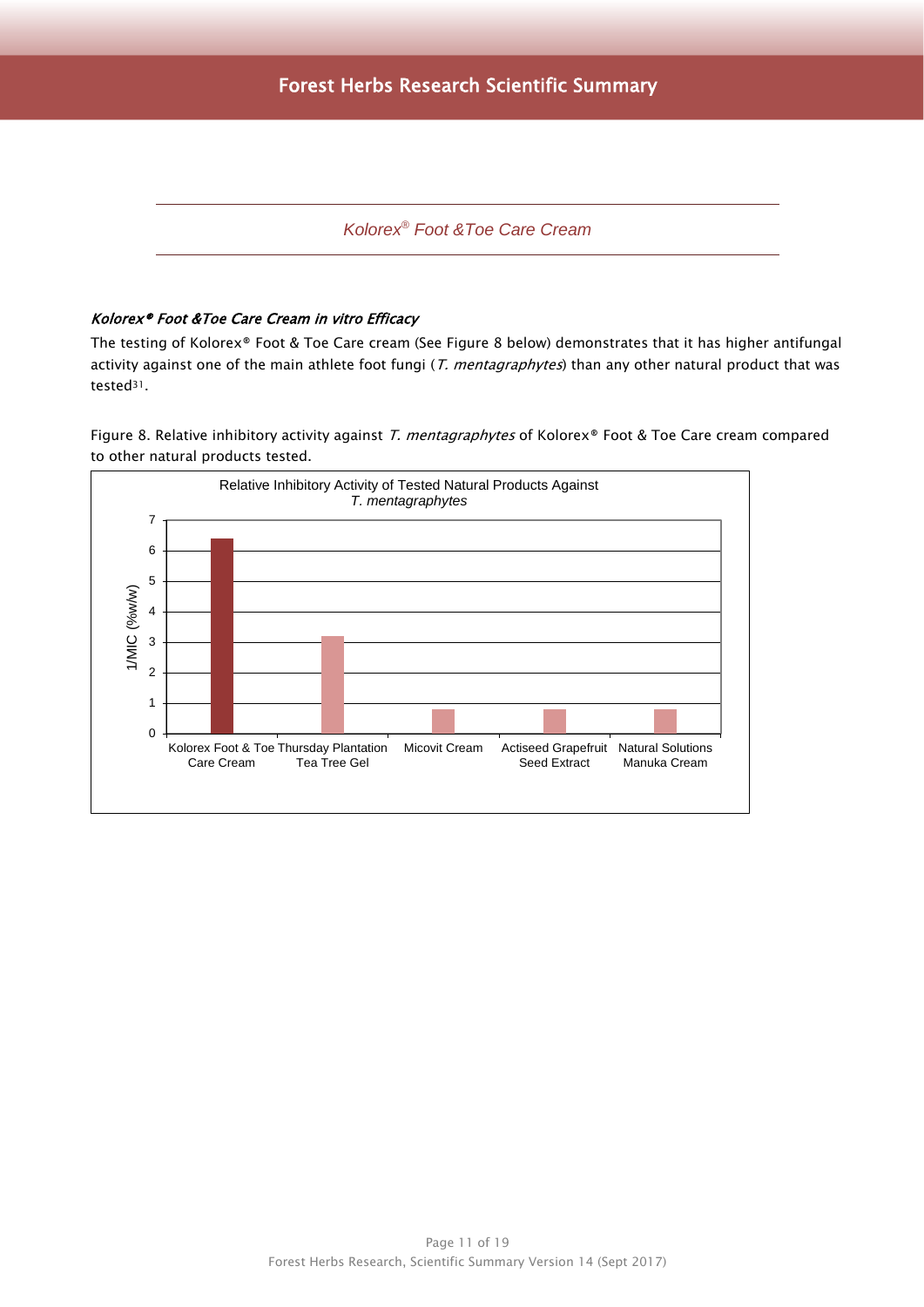## Kolorex® Foot &Toe Care Cream

### *Kolorex® Foot &Toe Care Cream in vitro Efficacy*

The testing of Kolorex® Foot & Toe Care cream (See Figure 8 below) demonstrates that it has higher antifungal activity against one of the main athlete foot fungi (*T. mentagraphytes*) than any other natural product that was tested[31].

Figure 8. Relative inhibitory activity against *T. mentagraphytes* of Kolorex® Foot & Toe Care cream compared to other natural products tested.

Relative Inhibitory Activity of Tested Natural Products Against *T. mentagraphytes*

| Product | 1/MIC (%w/w) (approx.) |
|---|---|
| Kolorex Foot & Toe Care Cream | 6.4 |
| Thursday Plantation Tea Tree Gel | 3.2 |
| Micovit Cream | 0.8 |
| Actiseed Grapefruit Seed Extract | 0.8 |
| Natural Solutions Manuka Cream | 0.8 |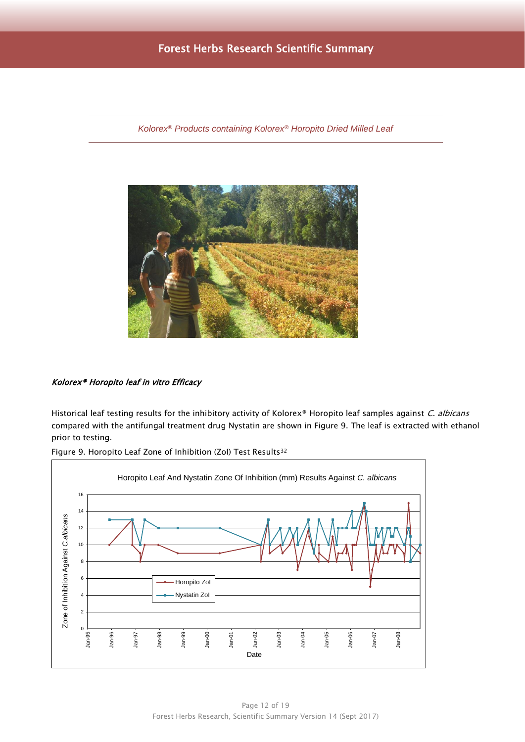*Kolorex® Products containing Kolorex® Horopito Dried Milled Leaf*

### *Kolorex® Horopito leaf in vitro Efficacy*

Historical leaf testing results for the inhibitory activity of Kolorex® Horopito leaf samples against *C. albicans* compared with the antifungal treatment drug Nystatin are shown in Figure 9. The leaf is extracted with ethanol prior to testing.

Figure 9. Horopito Leaf Zone of Inhibition (ZoI) Test Results[32]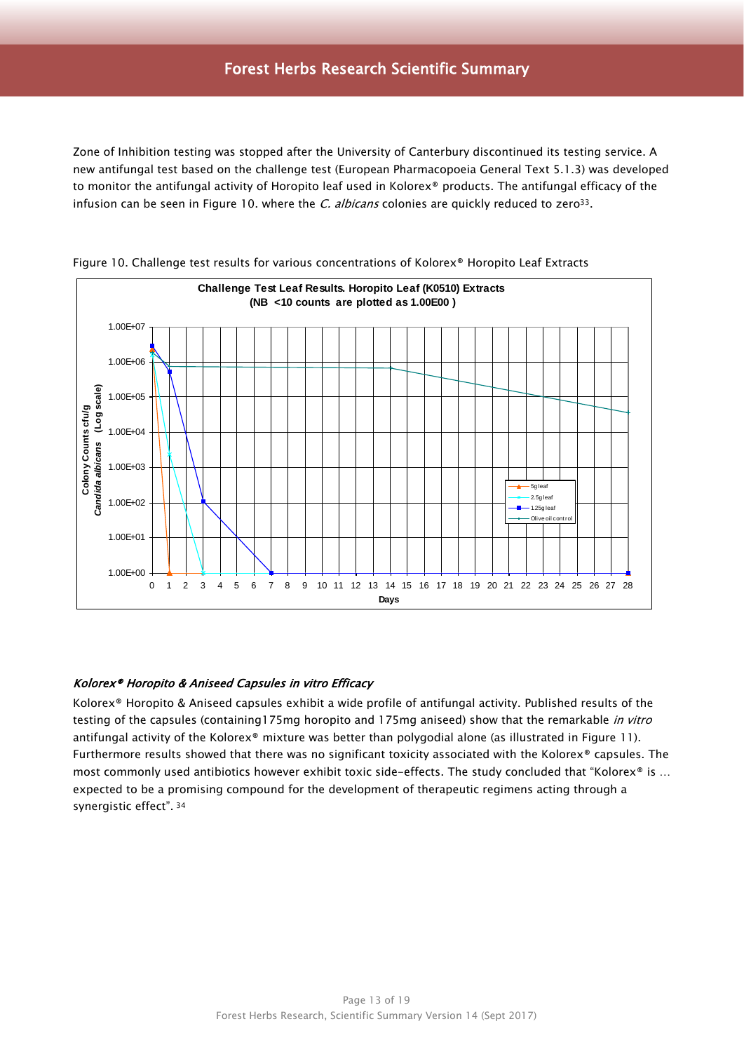Zone of Inhibition testing was stopped after the University of Canterbury discontinued its testing service. A new antifungal test based on the challenge test (European Pharmacopoeia General Text 5.1.3) was developed to monitor the antifungal activity of Horopito leaf used in Kolorex® products. The antifungal efficacy of the infusion can be seen in Figure 10. where the *C. albicans* colonies are quickly reduced to zero[33].

Figure 10. Challenge test results for various concentrations of Kolorex® Horopito Leaf Extracts

### *Kolorex® Horopito & Aniseed Capsules in vitro Efficacy*

Kolorex® Horopito & Aniseed capsules exhibit a wide profile of antifungal activity. Published results of the testing of the capsules (containing175mg horopito and 175mg aniseed) show that the remarkable *in vitro* antifungal activity of the Kolorex® mixture was better than polygodial alone (as illustrated in Figure 11). Furthermore results showed that there was no significant toxicity associated with the Kolorex® capsules. The most commonly used antibiotics however exhibit toxic side-effects. The study concluded that "Kolorex® is … expected to be a promising compound for the development of therapeutic regimens acting through a synergistic effect". [34]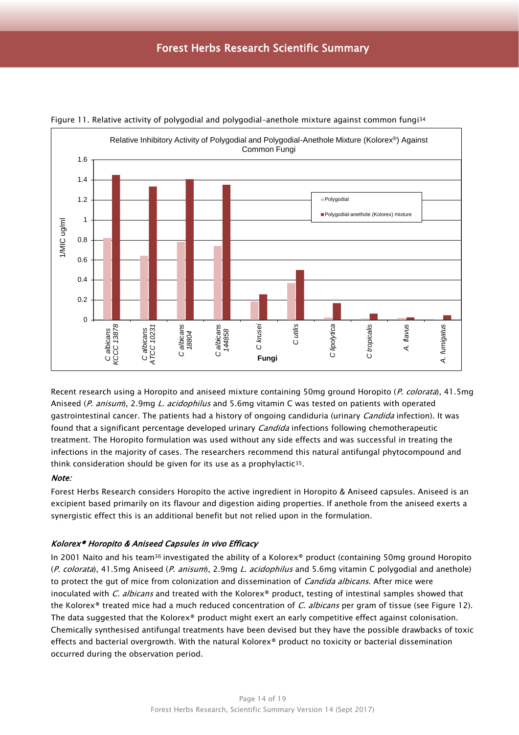Figure 11. Relative activity of polygodial and polygodial-anethole mixture against common fungi[34]

Recent research using a Horopito and aniseed mixture containing 50mg ground Horopito (*P. colorata*), 41.5mg Aniseed (*P. anisum*), 2.9mg *L. acidophilus* and 5.6mg vitamin C was tested on patients with operated gastrointestinal cancer. The patients had a history of ongoing candiduria (urinary *Candida* infection). It was found that a significant percentage developed urinary *Candida* infections following chemotherapeutic treatment. The Horopito formulation was used without any side effects and was successful in treating the infections in the majority of cases. The researchers recommend this natural antifungal phytocompound and think consideration should be given for its use as a prophylactic[35].

***Note:***

Forest Herbs Research considers Horopito the active ingredient in Horopito & Aniseed capsules. Aniseed is an excipient based primarily on its flavour and digestion aiding properties. If anethole from the aniseed exerts a synergistic effect this is an additional benefit but not relied upon in the formulation.

### *Kolorex® Horopito & Aniseed Capsules in vivo Efficacy*

In 2001 Naito and his team[36] investigated the ability of a Kolorex® product (containing 50mg ground Horopito (*P. colorata*), 41.5mg Aniseed (*P. anisum*), 2.9mg *L. acidophilus* and 5.6mg vitamin C polygodial and anethole) to protect the gut of mice from colonization and dissemination of *Candida albicans*. After mice were inoculated with *C. albicans* and treated with the Kolorex® product, testing of intestinal samples showed that the Kolorex® treated mice had a much reduced concentration of *C. albicans* per gram of tissue (see Figure 12). The data suggested that the Kolorex® product might exert an early competitive effect against colonisation. Chemically synthesised antifungal treatments have been devised but they have the possible drawbacks of toxic effects and bacterial overgrowth. With the natural Kolorex® product no toxicity or bacterial dissemination occurred during the observation period.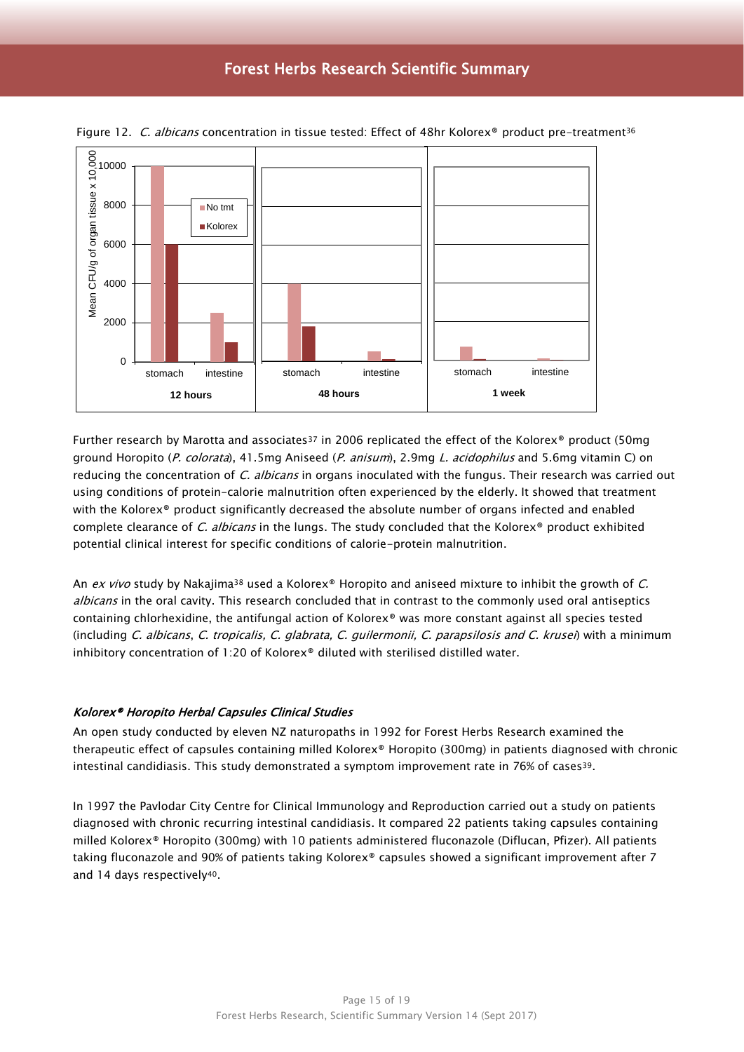Figure 12. *C. albicans* concentration in tissue tested: Effect of 48hr Kolorex® product pre-treatment[36]

Further research by Marotta and associates[37] in 2006 replicated the effect of the Kolorex® product (50mg ground Horopito (*P. colorata*), 41.5mg Aniseed (*P. anisum*), 2.9mg *L. acidophilus* and 5.6mg vitamin C) on reducing the concentration of *C. albicans* in organs inoculated with the fungus. Their research was carried out using conditions of protein-calorie malnutrition often experienced by the elderly. It showed that treatment with the Kolorex® product significantly decreased the absolute number of organs infected and enabled complete clearance of *C. albicans* in the lungs. The study concluded that the Kolorex® product exhibited potential clinical interest for specific conditions of calorie-protein malnutrition.

An *ex vivo* study by Nakajima[38] used a Kolorex® Horopito and aniseed mixture to inhibit the growth of *C. albicans* in the oral cavity. This research concluded that in contrast to the commonly used oral antiseptics containing chlorhexidine, the antifungal action of Kolorex® was more constant against all species tested (including *C. albicans*, *C. tropicalis, C. glabrata, C. guilermonii, C. parapsilosis and C. krusei*) with a minimum inhibitory concentration of 1:20 of Kolorex® diluted with sterilised distilled water.

#### *Kolorex® Horopito Herbal Capsules Clinical Studies*

An open study conducted by eleven NZ naturopaths in 1992 for Forest Herbs Research examined the therapeutic effect of capsules containing milled Kolorex® Horopito (300mg) in patients diagnosed with chronic intestinal candidiasis. This study demonstrated a symptom improvement rate in 76% of cases[39].

In 1997 the Pavlodar City Centre for Clinical Immunology and Reproduction carried out a study on patients diagnosed with chronic recurring intestinal candidiasis. It compared 22 patients taking capsules containing milled Kolorex® Horopito (300mg) with 10 patients administered fluconazole (Diflucan, Pfizer). All patients taking fluconazole and 90% of patients taking Kolorex® capsules showed a significant improvement after 7 and 14 days respectively[40].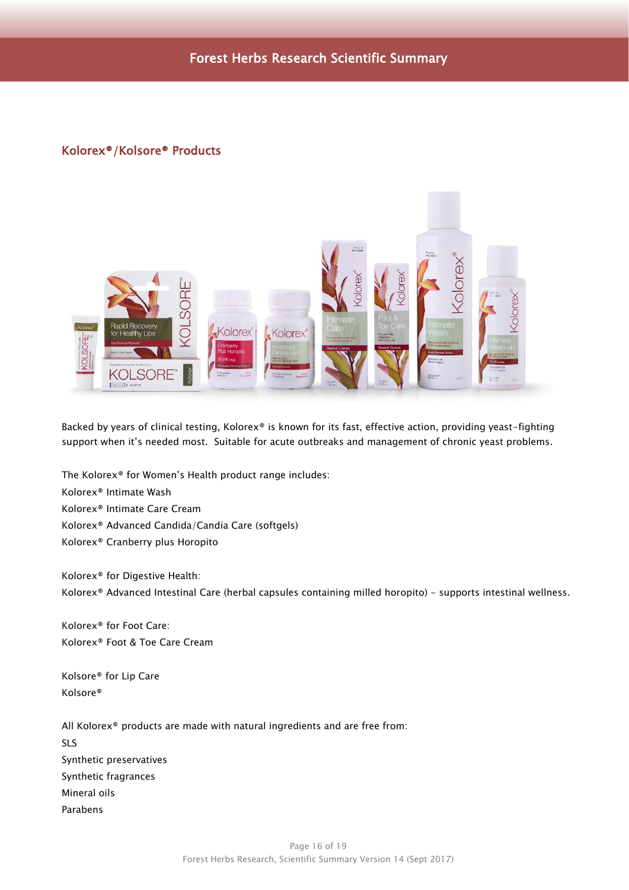## Kolorex®/Kolsore® Products

Backed by years of clinical testing, Kolorex® is known for its fast, effective action, providing yeast-fighting support when it's needed most. Suitable for acute outbreaks and management of chronic yeast problems.

The Kolorex® for Women's Health product range includes:
Kolorex® Intimate Wash
Kolorex® Intimate Care Cream
Kolorex® Advanced Candida/Candia Care (softgels)
Kolorex® Cranberry plus Horopito

Kolorex® for Digestive Health:
Kolorex® Advanced Intestinal Care (herbal capsules containing milled horopito) - supports intestinal wellness.

Kolorex® for Foot Care:
Kolorex® Foot & Toe Care Cream

Kolsore® for Lip Care
Kolsore®

All Kolorex® products are made with natural ingredients and are free from:
SLS
Synthetic preservatives
Synthetic fragrances
Mineral oils
Parabens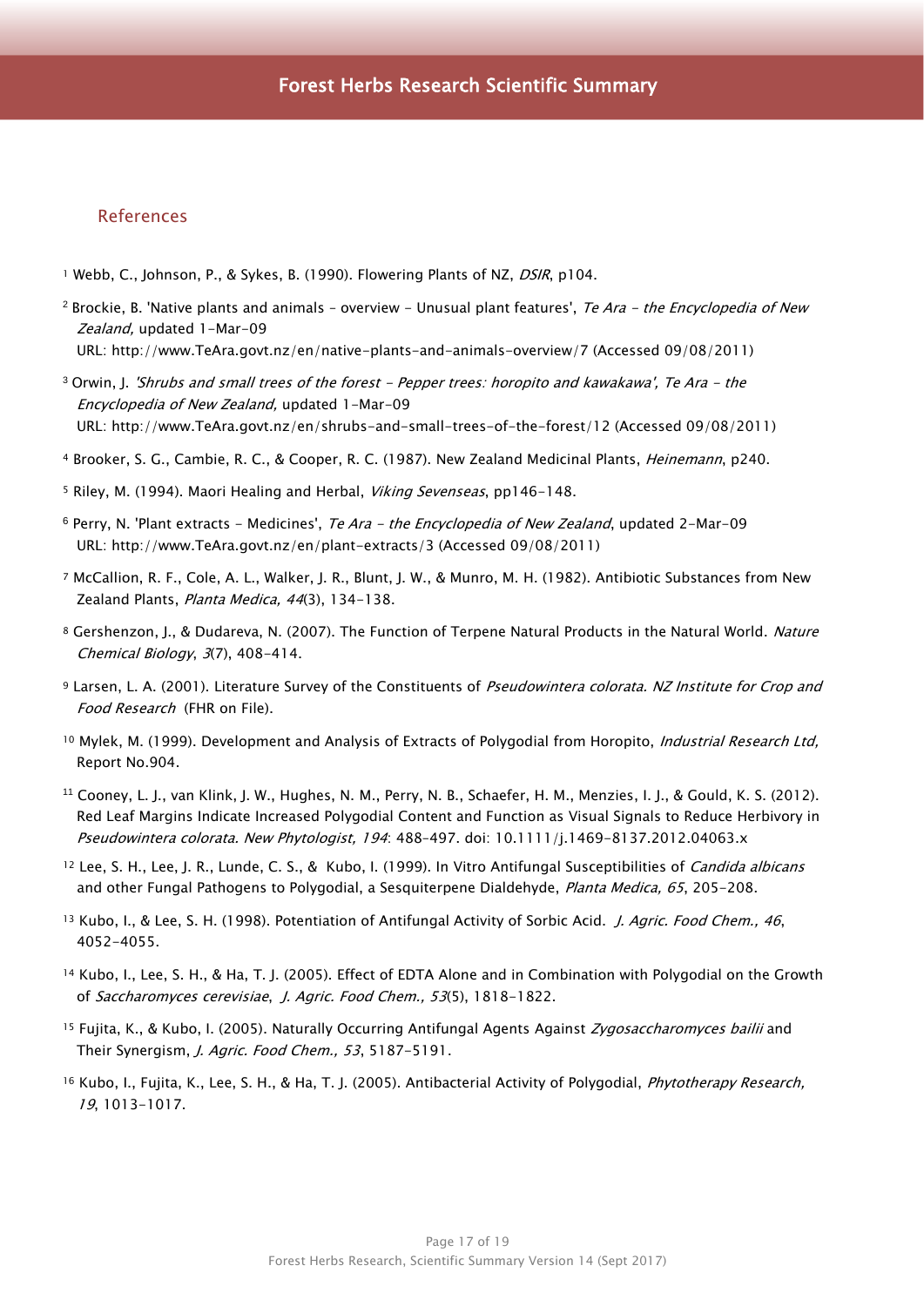## References

[1] Webb, C., Johnson, P., & Sykes, B. (1990). Flowering Plants of NZ, *DSIR*, p104.

[2] Brockie, B. 'Native plants and animals – overview - Unusual plant features', *Te Ara - the Encyclopedia of New Zealand,* updated 1-Mar-09
URL: http://www.TeAra.govt.nz/en/native-plants-and-animals-overview/7 (Accessed 09/08/2011)

[3] Orwin, J. *'Shrubs and small trees of the forest - Pepper trees: horopito and kawakawa', Te Ara - the Encyclopedia of New Zealand,* updated 1-Mar-09
URL: http://www.TeAra.govt.nz/en/shrubs-and-small-trees-of-the-forest/12 (Accessed 09/08/2011)

[4] Brooker, S. G., Cambie, R. C., & Cooper, R. C. (1987). New Zealand Medicinal Plants, *Heinemann*, p240.

[5] Riley, M. (1994). Maori Healing and Herbal, *Viking Sevenseas*, pp146-148.

[6] Perry, N. 'Plant extracts - Medicines', *Te Ara - the Encyclopedia of New Zealand*, updated 2-Mar-09
URL: http://www.TeAra.govt.nz/en/plant-extracts/3 (Accessed 09/08/2011)

[7] McCallion, R. F., Cole, A. L., Walker, J. R., Blunt, J. W., & Munro, M. H. (1982). Antibiotic Substances from New Zealand Plants, *Planta Medica, 44*(3), 134-138.

[8] Gershenzon, J., & Dudareva, N. (2007). The Function of Terpene Natural Products in the Natural World. *Nature Chemical Biology*, *3*(7), 408-414.

[9] Larsen, L. A. (2001). Literature Survey of the Constituents of *Pseudowintera colorata. NZ Institute for Crop and Food Research* (FHR on File).

[10] Mylek, M. (1999). Development and Analysis of Extracts of Polygodial from Horopito, *Industrial Research Ltd,* Report No.904.

[11] Cooney, L. J., van Klink, J. W., Hughes, N. M., Perry, N. B., Schaefer, H. M., Menzies, I. J., & Gould, K. S. (2012). Red Leaf Margins Indicate Increased Polygodial Content and Function as Visual Signals to Reduce Herbivory in *Pseudowintera colorata. New Phytologist, 194*: 488-497. doi: 10.1111/j.1469-8137.2012.04063.x

[12] Lee, S. H., Lee, J. R., Lunde, C. S., & Kubo, I. (1999). In Vitro Antifungal Susceptibilities of *Candida albicans* and other Fungal Pathogens to Polygodial, a Sesquiterpene Dialdehyde, *Planta Medica, 65*, 205-208.

[13] Kubo, I., & Lee, S. H. (1998). Potentiation of Antifungal Activity of Sorbic Acid. *J. Agric. Food Chem., 46*, 4052-4055.

[14] Kubo, I., Lee, S. H., & Ha, T. J. (2005). Effect of EDTA Alone and in Combination with Polygodial on the Growth of *Saccharomyces cerevisiae*, *J. Agric. Food Chem., 53*(5), 1818-1822.

[15] Fujita, K., & Kubo, I. (2005). Naturally Occurring Antifungal Agents Against *Zygosaccharomyces bailii* and Their Synergism, *J. Agric. Food Chem., 53*, 5187-5191.

[16] Kubo, I., Fujita, K., Lee, S. H., & Ha, T. J. (2005). Antibacterial Activity of Polygodial, *Phytotherapy Research, 19*, 1013-1017.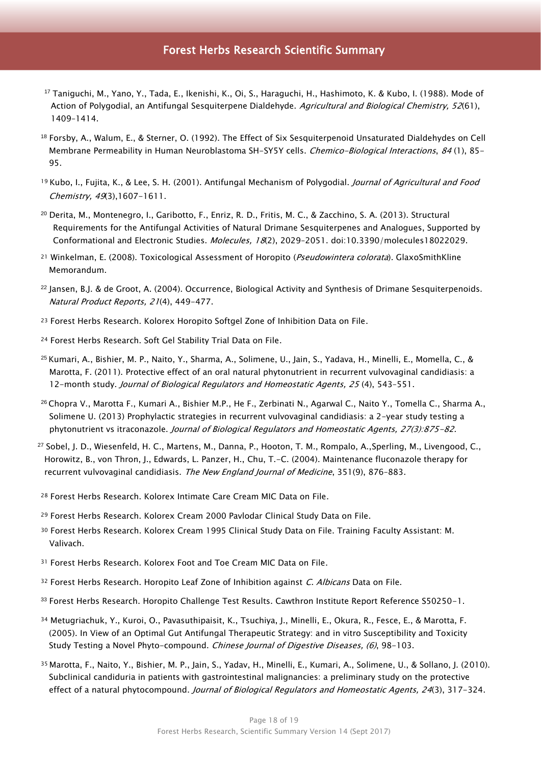[17] Taniguchi, M., Yano, Y., Tada, E., Ikenishi, K., Oi, S., Haraguchi, H., Hashimoto, K. & Kubo, I. (1988). Mode of Action of Polygodial, an Antifungal Sesquiterpene Dialdehyde. *Agricultural and Biological Chemistry, 52*(61), 1409–1414.

[18] Forsby, A., Walum, E., & Sterner, O. (1992). The Effect of Six Sesquiterpenoid Unsaturated Dialdehydes on Cell Membrane Permeability in Human Neuroblastoma SH-SY5Y cells. *Chemico-Biological Interactions*, *84* (1), 85-95.

[19] Kubo, I., Fujita, K., & Lee, S. H. (2001). Antifungal Mechanism of Polygodial. *Journal of Agricultural and Food Chemistry, 49*(3),1607-1611.

[20] Derita, M., Montenegro, I., Garibotto, F., Enriz, R. D., Fritis, M. C., & Zacchino, S. A. (2013). Structural Requirements for the Antifungal Activities of Natural Drimane Sesquiterpenes and Analogues, Supported by Conformational and Electronic Studies. *Molecules, 18*(2), 2029–2051. doi:10.3390/molecules18022029.

[21] Winkelman, E. (2008). Toxicological Assessment of Horopito (*Pseudowintera colorata*). GlaxoSmithKline Memorandum.

[22] Jansen, B.J. & de Groot, A. (2004). Occurrence, Biological Activity and Synthesis of Drimane Sesquiterpenoids. *Natural Product Reports, 21*(4), 449-477.

[23] Forest Herbs Research. Kolorex Horopito Softgel Zone of Inhibition Data on File.

[24] Forest Herbs Research. Soft Gel Stability Trial Data on File.

[25] Kumari, A., Bishier, M. P., Naito, Y., Sharma, A., Solimene, U., Jain, S., Yadava, H., Minelli, E., Momella, C., & Marotta, F. (2011). Protective effect of an oral natural phytonutrient in recurrent vulvovaginal candidiasis: a 12-month study. *Journal of Biological Regulators and Homeostatic Agents, 25* (4), 543–551.

[26] Chopra V., Marotta F., Kumari A., Bishier M.P., He F., Zerbinati N., Agarwal C., Naito Y., Tomella C., Sharma A., Solimene U. (2013) Prophylactic strategies in recurrent vulvovaginal candidiasis: a 2-year study testing a phytonutrient vs itraconazole. *Journal of Biological Regulators and Homeostatic Agents, 27(3):875-82.*

[27] Sobel, J. D., Wiesenfeld, H. C., Martens, M., Danna, P., Hooton, T. M., Rompalo, A.,Sperling, M., Livengood, C., Horowitz, B., von Thron, J., Edwards, L. Panzer, H., Chu, T.-C. (2004). Maintenance fluconazole therapy for recurrent vulvovaginal candidiasis. *The New England Journal of Medicine*, 351(9), 876–883.

[28] Forest Herbs Research. Kolorex Intimate Care Cream MIC Data on File.

[29] Forest Herbs Research. Kolorex Cream 2000 Pavlodar Clinical Study Data on File.

[30] Forest Herbs Research. Kolorex Cream 1995 Clinical Study Data on File. Training Faculty Assistant: M. Valivach.

[31] Forest Herbs Research. Kolorex Foot and Toe Cream MIC Data on File.

[32] Forest Herbs Research. Horopito Leaf Zone of Inhibition against *C. Albicans* Data on File.

[33] Forest Herbs Research. Horopito Challenge Test Results. Cawthron Institute Report Reference S50250-1.

[34] Metugriachuk, Y., Kuroi, O., Pavasuthipaisit, K., Tsuchiya, J., Minelli, E., Okura, R., Fesce, E., & Marotta, F. (2005). In View of an Optimal Gut Antifungal Therapeutic Strategy: and in vitro Susceptibility and Toxicity Study Testing a Novel Phyto-compound. *Chinese Journal of Digestive Diseases, (6)*, 98-103.

[35] Marotta, F., Naito, Y., Bishier, M. P., Jain, S., Yadav, H., Minelli, E., Kumari, A., Solimene, U., & Sollano, J. (2010). Subclinical candiduria in patients with gastrointestinal malignancies: a preliminary study on the protective effect of a natural phytocompound. *Journal of Biological Regulators and Homeostatic Agents, 24*(3), 317-324.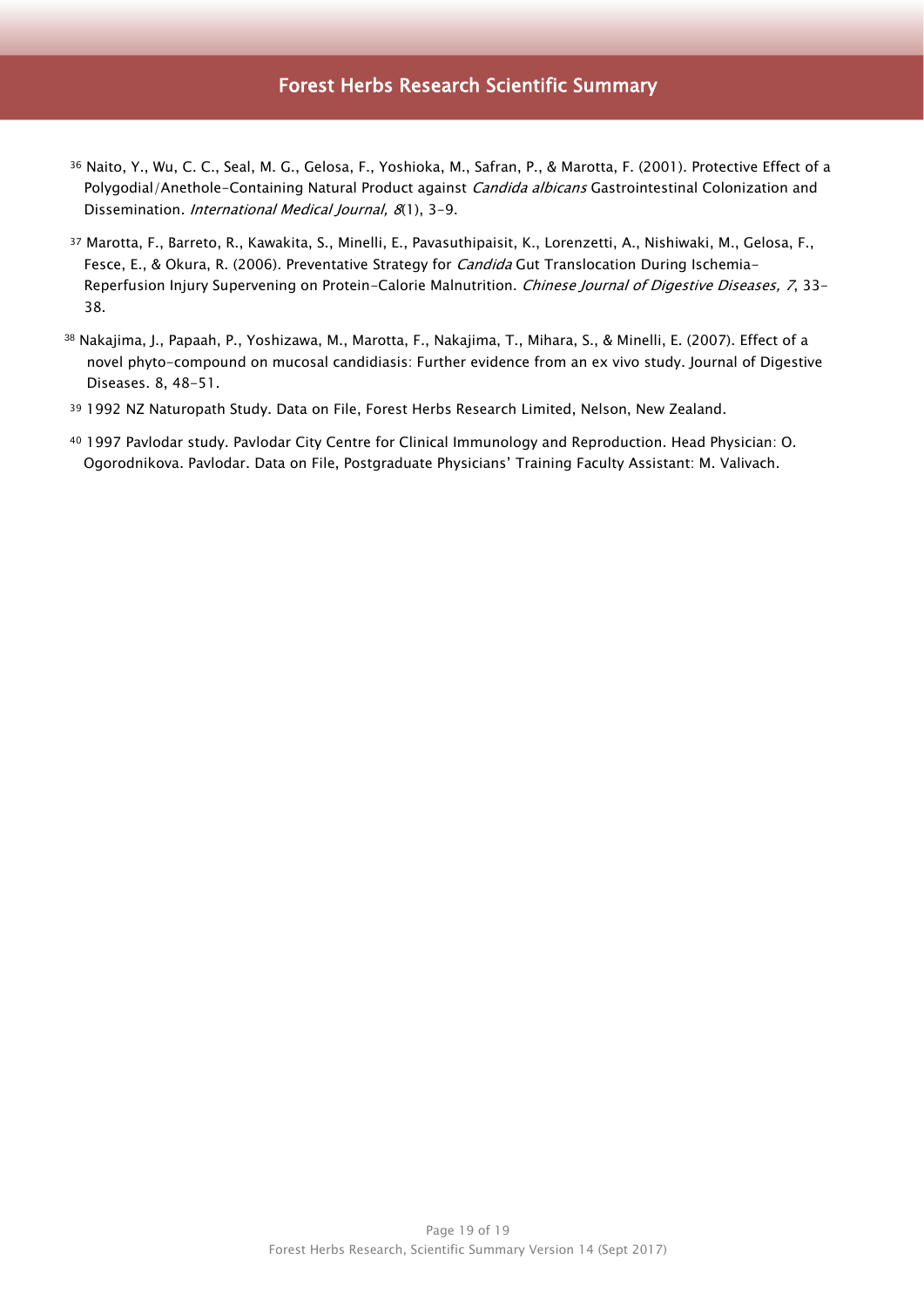[36] Naito, Y., Wu, C. C., Seal, M. G., Gelosa, F., Yoshioka, M., Safran, P., & Marotta, F. (2001). Protective Effect of a Polygodial/Anethole-Containing Natural Product against *Candida albicans* Gastrointestinal Colonization and Dissemination. *International Medical Journal, 8*(1), 3-9.

[37] Marotta, F., Barreto, R., Kawakita, S., Minelli, E., Pavasuthipaisit, K., Lorenzetti, A., Nishiwaki, M., Gelosa, F., Fesce, E., & Okura, R. (2006). Preventative Strategy for *Candida* Gut Translocation During Ischemia-Reperfusion Injury Supervening on Protein-Calorie Malnutrition. *Chinese Journal of Digestive Diseases, 7*, 33-38.

[38] Nakajima, J., Papaah, P., Yoshizawa, M., Marotta, F., Nakajima, T., Mihara, S., & Minelli, E. (2007). Effect of a novel phyto-compound on mucosal candidiasis: Further evidence from an ex vivo study. Journal of Digestive Diseases. 8, 48-51.

[39] 1992 NZ Naturopath Study. Data on File, Forest Herbs Research Limited, Nelson, New Zealand.

[40] 1997 Pavlodar study. Pavlodar City Centre for Clinical Immunology and Reproduction. Head Physician: O. Ogorodnikova. Pavlodar. Data on File, Postgraduate Physicians' Training Faculty Assistant: M. Valivach.